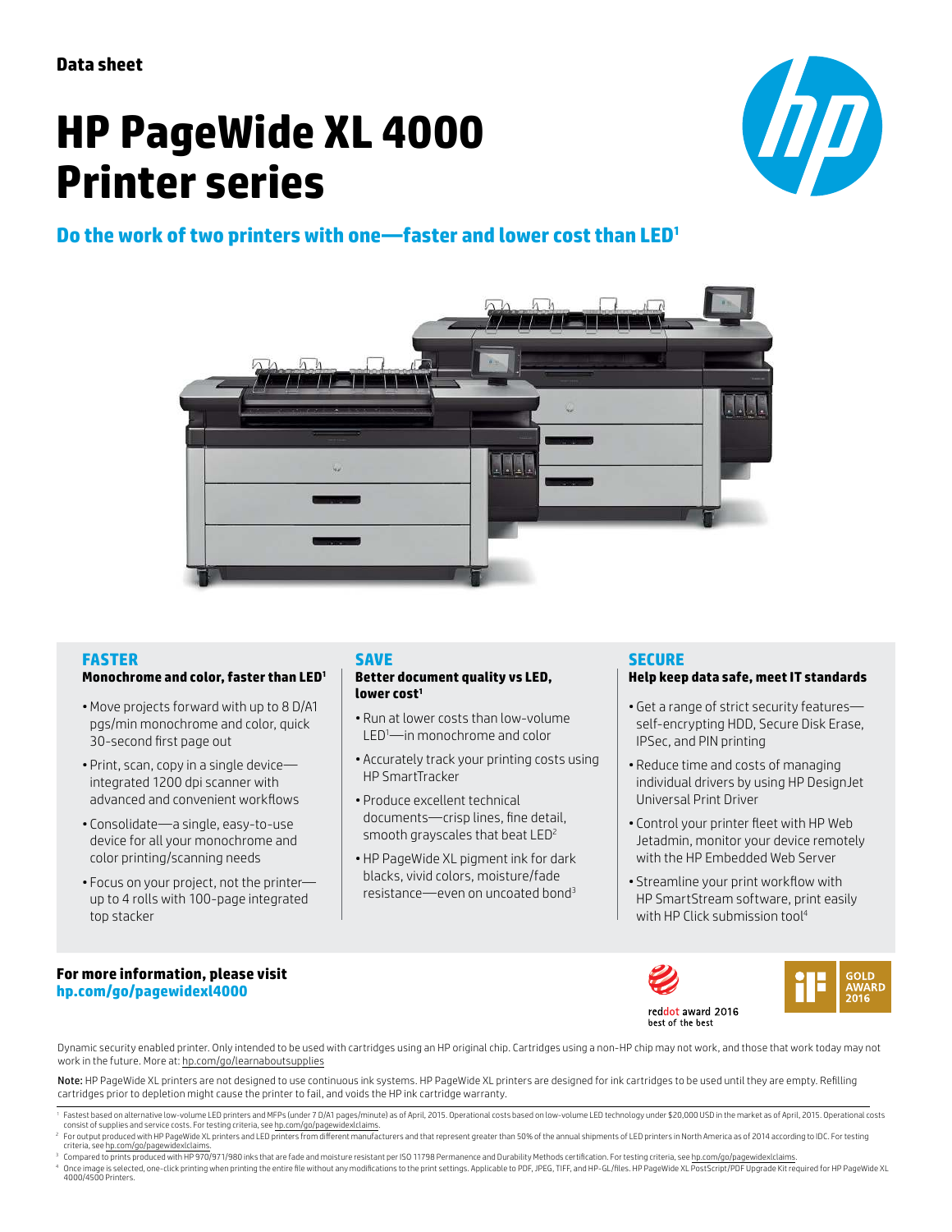Data sheet

# HP PageWide XL 4000 Printer series

## Do the work of two printers with one—faster and lower cost than LED[1]

### FASTER

**Monochrome and color, faster than LED[1]**

- Move projects forward with up to 8 D/A1 pgs/min monochrome and color, quick 30-second first page out
- Print, scan, copy in a single device—integrated 1200 dpi scanner with advanced and convenient workflows
- Consolidate—a single, easy-to-use device for all your monochrome and color printing/scanning needs
- Focus on your project, not the printer—up to 4 rolls with 100-page integrated top stacker

### SAVE

**Better document quality vs LED, lower cost[1]**

- Run at lower costs than low-volume LED[1]—in monochrome and color
- Accurately track your printing costs using HP SmartTracker
- Produce excellent technical documents—crisp lines, fine detail, smooth grayscales that beat LED[2]
- HP PageWide XL pigment ink for dark blacks, vivid colors, moisture/fade resistance—even on uncoated bond[3]

### SECURE

**Help keep data safe, meet IT standards**

- Get a range of strict security features—self-encrypting HDD, Secure Disk Erase, IPSec, and PIN printing
- Reduce time and costs of managing individual drivers by using HP DesignJet Universal Print Driver
- Control your printer fleet with HP Web Jetadmin, monitor your device remotely with the HP Embedded Web Server
- Streamline your print workflow with HP SmartStream software, print easily with HP Click submission tool[4]

**For more information, please visit**
**hp.com/go/pagewidexl4000**

reddot award 2016 best of the best

iF GOLD AWARD 2016

Dynamic security enabled printer. Only intended to be used with cartridges using an HP original chip. Cartridges using a non-HP chip may not work, and those that work today may not work in the future. More at: hp.com/go/learnaboutsupplies

Note: HP PageWide XL printers are not designed to use continuous ink systems. HP PageWide XL printers are designed for ink cartridges to be used until they are empty. Refilling cartridges prior to depletion might cause the printer to fail, and voids the HP ink cartridge warranty.

1. Fastest based on alternative low-volume LED printers and MFPs (under 7 D/A1 pages/minute) as of April, 2015. Operational costs based on low-volume LED technology under $20,000 USD in the market as of April, 2015. Operational costs consist of supplies and service costs. For testing criteria, see hp.com/go/pagewidexlclaims.
2. For output produced with HP PageWide XL printers and LED printers from different manufacturers and that represent greater than 50% of the annual shipments of LED printers in North America as of 2014 according to IDC. For testing criteria, see hp.com/go/pagewidexlclaims.
3. Compared to prints produced with HP 970/971/980 inks that are fade and moisture resistant per ISO 11798 Permanence and Durability Methods certification. For testing criteria, see hp.com/go/pagewidexlclaims.
4. Once image is selected, one-click printing when printing the entire file without any modifications to the print settings. Applicable to PDF, JPEG, TIFF, and HP-GL/files. HP PageWide XL PostScript/PDF Upgrade Kit required for HP PageWide XL 4000/4500 Printers.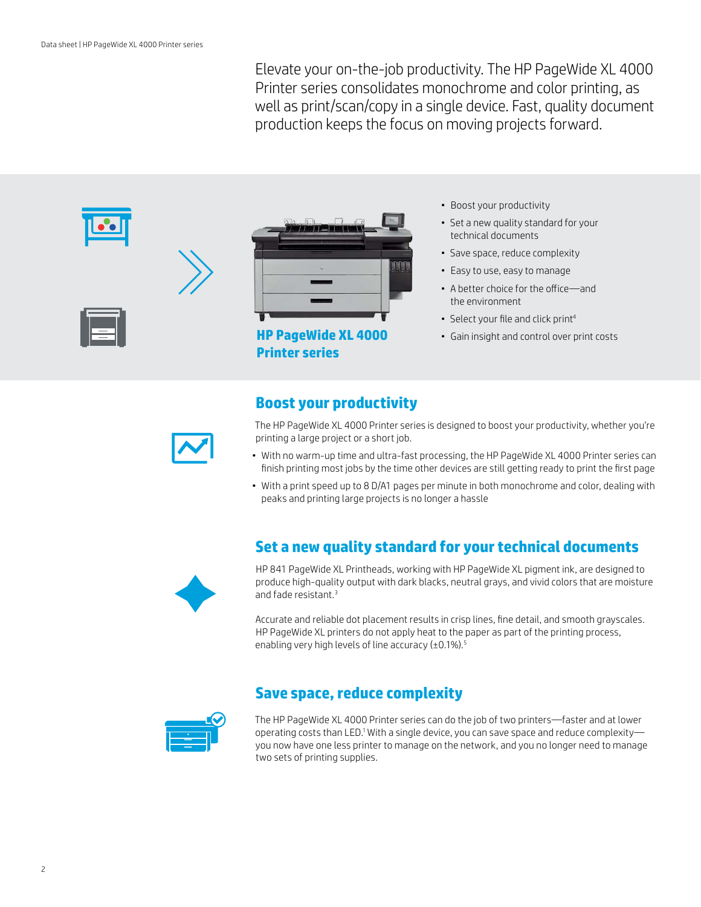Elevate your on-the-job productivity. The HP PageWide XL 4000 Printer series consolidates monochrome and color printing, as well as print/scan/copy in a single device. Fast, quality document production keeps the focus on moving projects forward.

**HP PageWide XL 4000 Printer series**

- Boost your productivity
- Set a new quality standard for your technical documents
- Save space, reduce complexity
- Easy to use, easy to manage
- A better choice for the office—and the environment
- Select your file and click print[4]
- Gain insight and control over print costs

## Boost your productivity

The HP PageWide XL 4000 Printer series is designed to boost your productivity, whether you're printing a large project or a short job.

- With no warm-up time and ultra-fast processing, the HP PageWide XL 4000 Printer series can finish printing most jobs by the time other devices are still getting ready to print the first page
- With a print speed up to 8 D/A1 pages per minute in both monochrome and color, dealing with peaks and printing large projects is no longer a hassle

## Set a new quality standard for your technical documents

HP 841 PageWide XL Printheads, working with HP PageWide XL pigment ink, are designed to produce high-quality output with dark blacks, neutral grays, and vivid colors that are moisture and fade resistant.[3]

Accurate and reliable dot placement results in crisp lines, fine detail, and smooth grayscales. HP PageWide XL printers do not apply heat to the paper as part of the printing process, enabling very high levels of line accuracy (±0.1%).[5]

## Save space, reduce complexity

The HP PageWide XL 4000 Printer series can do the job of two printers—faster and at lower operating costs than LED.[1] With a single device, you can save space and reduce complexity—you now have one less printer to manage on the network, and you no longer need to manage two sets of printing supplies.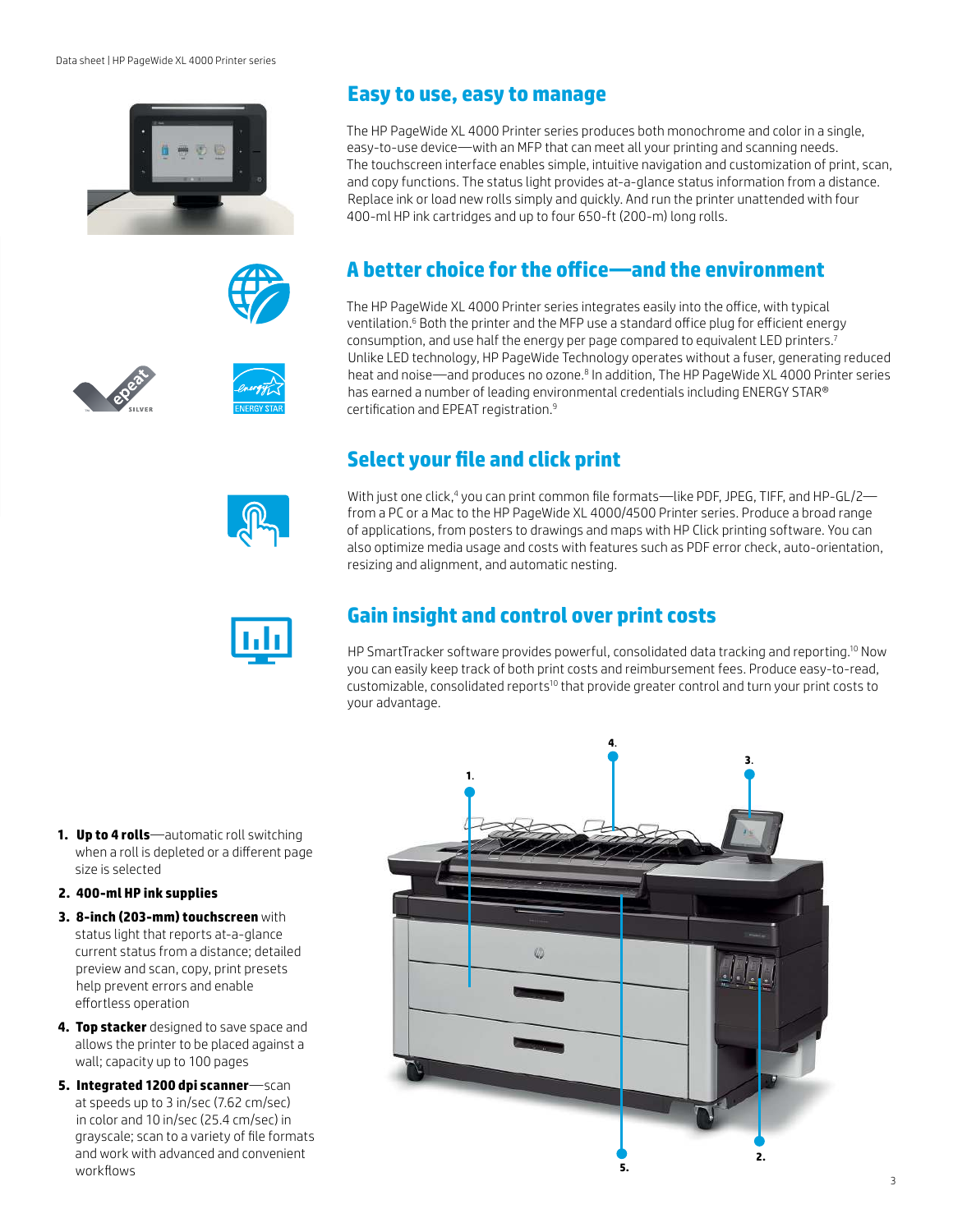## Easy to use, easy to manage

The HP PageWide XL 4000 Printer series produces both monochrome and color in a single, easy-to-use device—with an MFP that can meet all your printing and scanning needs. The touchscreen interface enables simple, intuitive navigation and customization of print, scan, and copy functions. The status light provides at-a-glance status information from a distance. Replace ink or load new rolls simply and quickly. And run the printer unattended with four 400-ml HP ink cartridges and up to four 650-ft (200-m) long rolls.

## A better choice for the office—and the environment

The HP PageWide XL 4000 Printer series integrates easily into the office, with typical ventilation.[6] Both the printer and the MFP use a standard office plug for efficient energy consumption, and use half the energy per page compared to equivalent LED printers.[7] Unlike LED technology, HP PageWide Technology operates without a fuser, generating reduced heat and noise—and produces no ozone.[8] In addition, The HP PageWide XL 4000 Printer series has earned a number of leading environmental credentials including ENERGY STAR® certification and EPEAT registration.[9]

## Select your file and click print

With just one click,[4] you can print common file formats—like PDF, JPEG, TIFF, and HP-GL/2—from a PC or a Mac to the HP PageWide XL 4000/4500 Printer series. Produce a broad range of applications, from posters to drawings and maps with HP Click printing software. You can also optimize media usage and costs with features such as PDF error check, auto-orientation, resizing and alignment, and automatic nesting.

## Gain insight and control over print costs

HP SmartTracker software provides powerful, consolidated data tracking and reporting.[10] Now you can easily keep track of both print costs and reimbursement fees. Produce easy-to-read, customizable, consolidated reports[10] that provide greater control and turn your print costs to your advantage.

1. **Up to 4 rolls**—automatic roll switching when a roll is depleted or a different page size is selected
2. **400-ml HP ink supplies**
3. **8-inch (203-mm) touchscreen** with status light that reports at-a-glance current status from a distance; detailed preview and scan, copy, print presets help prevent errors and enable effortless operation
4. **Top stacker** designed to save space and allows the printer to be placed against a wall; capacity up to 100 pages
5. **Integrated 1200 dpi scanner**—scan at speeds up to 3 in/sec (7.62 cm/sec) in color and 10 in/sec (25.4 cm/sec) in grayscale; scan to a variety of file formats and work with advanced and convenient workflows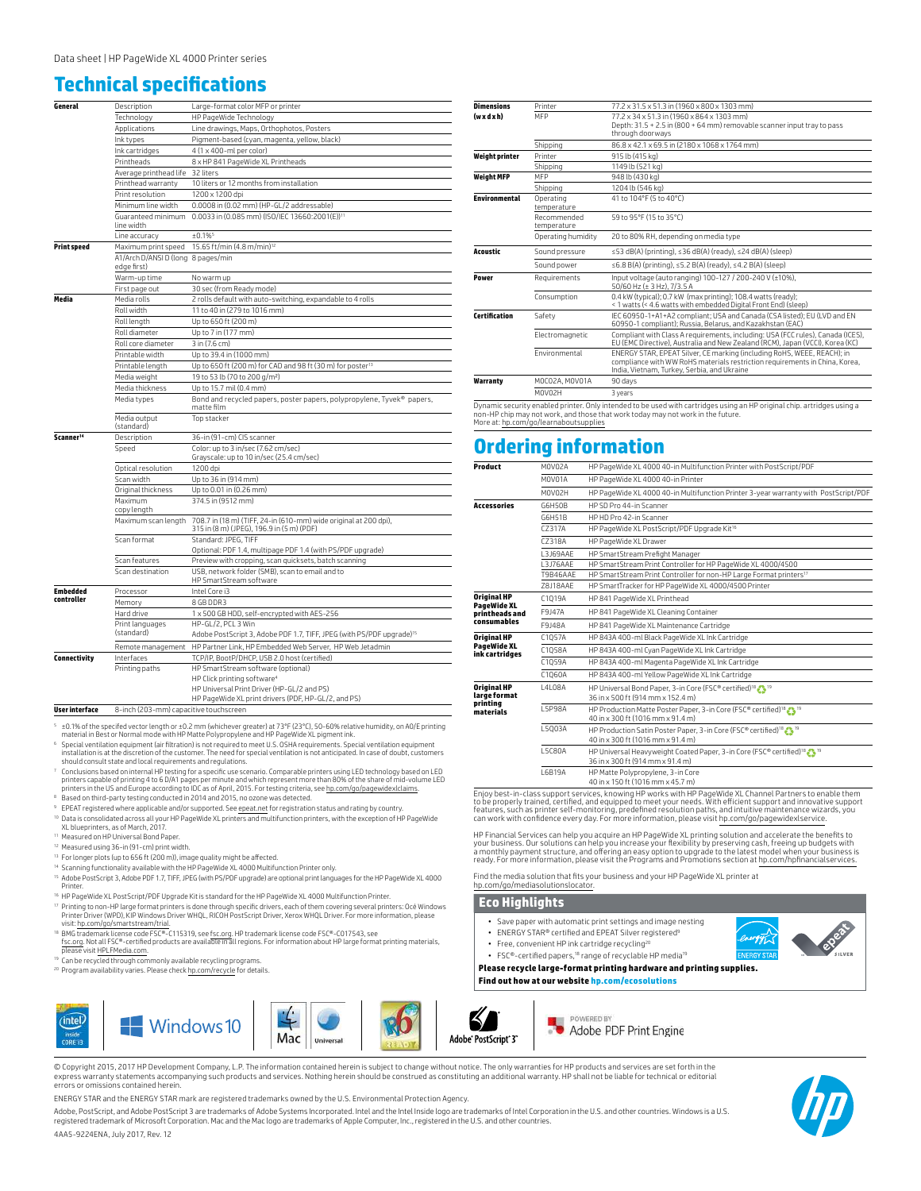# Technical specifications

| | | |
|---|---|---|
| **General** | Description | Large-format color MFP or printer |
| | Technology | HP PageWide Technology |
| | Applications | Line drawings, Maps, Orthophotos, Posters |
| | Ink types | Pigment-based (cyan, magenta, yellow, black) |
| | Ink cartridges | 4 (1 x 400-ml per color) |
| | Printheads | 8 x HP 841 PageWide XL Printheads |
| | Average printhead life | 32 liters |
| | Printhead warranty | 10 liters or 12 months from installation |
| | Print resolution | 1200 x 1200 dpi |
| | Minimum line width | 0.0008 in (0.02 mm) (HP-GL/2 addressable) |
| | Guaranteed minimum line width | 0.0033 in (0.085 mm) (ISO/IEC 13660:2001(E))[11] |
| | Line accuracy | ±0.1%[5] |
| **Print speed** | Maximum print speed | 15.65 ft/min (4.8 m/min)[12] |
| | A1/Arch D/ANSI D (long edge first) | 8 pages/min |
| | Warm-up time | No warm up |
| | First page out | 30 sec (from Ready mode) |
| **Media** | Media rolls | 2 rolls default with auto-switching, expandable to 4 rolls |
| | Roll width | 11 to 40 in (279 to 1016 mm) |
| | Roll length | Up to 650 ft (200 m) |
| | Roll diameter | Up to 7 in (177 mm) |
| | Roll core diameter | 3 in (7.6 cm) |
| | Printable width | Up to 39.4 in (1000 mm) |
| | Printable length | Up to 650 ft (200 m) for CAD and 98 ft (30 m) for poster[13] |
| | Media weight | 19 to 53 lb (70 to 200 g/m²) |
| | Media thickness | Up to 15.7 mil (0.4 mm) |
| | Media types | Bond and recycled papers, poster papers, polypropylene, Tyvek® papers, matte film |
| | Media output (standard) | Top stacker |
| **Scanner[14]** | Description | 36-in (91-cm) CIS scanner |
| | Speed | Color: up to 3 in/sec (7.62 cm/sec) Grayscale: up to 10 in/sec (25.4 cm/sec) |
| | Optical resolution | 1200 dpi |
| | Scan width | Up to 36 in (914 mm) |
| | Original thickness | Up to 0.01 in (0.26 mm) |
| | Maximum copy length | 374.5 in (9512 mm) |
| | Maximum scan length | 708.7 in (18 m) (TIFF, 24-in (610-mm) wide original at 200 dpi), 315 in (8 m) (JPEG), 196.9 in (5 m) (PDF) |
| | Scan format | Standard: JPEG, TIFF Optional: PDF 1.4, multipage PDF 1.4 (with PS/PDF upgrade) |
| | Scan features | Preview with cropping, scan quicksets, batch scanning |
| | Scan destination | USB, network folder (SMB), scan to email and to HP SmartStream software |
| **Embedded controller** | Processor | Intel Core i3 |
| | Memory | 8 GB DDR3 |
| | Hard drive | 1 x 500 GB HDD, self-encrypted with AES-256 |
| | Print languages (standard) | HP-GL/2, PCL 3 Win Adobe PostScript 3, Adobe PDF 1.7, TIFF, JPEG (with PS/PDF upgrade)[15] |
| | Remote management | HP Partner Link, HP Embedded Web Server, HP Web Jetadmin |
| **Connectivity** | Interfaces | TCP/IP, BootP/DHCP, USB 2.0 host (certified) |
| | Printing paths | HP SmartStream software (optional) HP Click printing software[4] HP Universal Print Driver (HP-GL/2 and PS) HP PageWide XL print drivers (PDF, HP-GL/2, and PS) |
| **User interface** | 8-inch (203-mm) capacitive touchscreen | |

[5] ±0.1% of the specifed vector length or ±0.2 mm (whichever greater) at 73°F (23°C), 50-60% relative humidity, on A0/E printing material in Best or Normal mode with HP Matte Polypropylene and HP PageWide XL pigment ink.
[6] Special ventilation equipment (air filtration) is not required to meet U.S. OSHA requirements. Special ventilation equipment installation is at the discretion of the customer. The need for special ventilation is not anticipated. In each case, customers should consult state and local requirements and regulations.
[7] Conclusions based on internal HP testing for a specific use scenario. Comparable printers using LED technology based on LED printers capable of printing 4 to 6 D/A1 pages per minute and which represent more than 80% of the share of mid-volume LED printers in the US and Europe according to IDC as of April, 2015. For testing criteria, see hp.com/go/pagewidexlclaims.
[8] Based on third-party testing conducted in 2014 and 2015, no ozone was detected.
[9] EPEAT registered where applicable and/or supported. See epeat.net for registration status and rating by country.
[10] Data is consolidated across all your HP PageWide XL printers and multifunction printers, with the exception of HP PageWide XL blueprinters, as of March, 2017.
[11] Measured on HP Universal Bond Paper.
[12] Measured using 36-in (91-cm) print width.
[13] For longer plots (up to 656 ft (200 m)), image quality might be affected.
[14] Scanning functionality available with the HP PageWide XL 4000 Multifunction Printer only.
[15] Adobe PostScript 3, Adobe PDF 1.7, TIFF, JPEG (with PS/PDF upgrade) are optional print languages for the HP PageWide XL 4000 Printer.
[16] HP PageWide XL PostScript/PDF Upgrade Kit is standard for the HP PageWide XL 4000 Multifunction Printer.
[17] Printing to non-HP large format printers is done through specific drivers, each of them covering several printers: Océ Windows Printer Driver (WPD), KIP Windows Driver WHQL, RICOH PostScript Driver, Xerox WHQL Driver. For more information, please visit: hp.com/go/smartstream/trial.
[18] BMG trademark license code FSC®-C115319, see fsc.org. HP trademark license code FSC®-C017543, see fsc.org. Not all FSC®-certified products are available in all regions. For information about HP large format printing materials, please visit HPLFMedia.com.
[19] Can be recycled through commonly available recycling programs.
[20] Program availability varies. Please check hp.com/recycle for details.

| | | |
|---|---|---|
| **Dimensions (w x d x h)** | Printer | 77.2 x 31.5 x 51.3 in (1960 x 800 x 1303 mm) |
| | MFP | 77.2 x 34 x 51.3 in (1960 x 864 x 1303 mm) Depth: 31.5 + 2.5 in (800 + 64 mm) removable scanner input tray to pass through doorways |
| | Shipping | 86.8 x 42.1 x 69.5 in (2180 x 1068 x 1764 mm) |
| **Weight printer** | Printer | 915 lb (415 kg) |
| | Shipping | 1149 lb (521 kg) |
| **Weight MFP** | MFP | 948 lb (430 kg) |
| | Shipping | 1204 lb (546 kg) |
| **Environmental** | Operating temperature | 41 to 104°F (5 to 40°C) |
| | Recommended temperature | 59 to 95°F (15 to 35°C) |
| | Operating humidity | 20 to 80% RH, depending on media type |
| **Acoustic** | Sound pressure | ≤53 dB(A) (printing), ≤36 dB(A) (ready), ≤24 dB(A) (sleep) |
| | Sound power | ≤6.8 B(A) (printing), ≤5.2 B(A) (ready), ≤4.2 B(A) (sleep) |
| **Power** | Requirements | Input voltage (auto ranging) 100-127 / 200-240 V (±10%), 50/60 Hz (± 3 Hz), 7/3.5 A |
| | Consumption | 0.4 kW (typical); 0.7 kW (max printing); 108.4 watts (ready); < 1 watts (< 4.6 watts with embedded Digital Front End) (sleep) |
| **Certification** | Safety | IEC 60950-1+A1+A2 compliant; USA and Canada (CSA listed); EU (LVD and EN 60950-1 compliant); Russia, Belarus, and Kazakhstan (EAC) |
| | Electromagnetic | Compliant with Class A requirements, including: USA (FCC rules), Canada (ICES), EU (EMC Directive), Australia and New Zealand (RCM), Japan (VCCI), Korea (KC) |
| | Environmental | ENERGY STAR, EPEAT Silver, CE marking (including RoHS, WEEE, REACH); in compliance with WW RoHS materials restriction requirements in China, Korea, India, Vietnam, Turkey, Serbia, and Ukraine |
| **Warranty** | M0C02A, M0V01A | 90 days |
| | M0V02H | 3 years |

Dynamic security enabled printer. Only intended to be used with cartridges using an HP original chip. artridges using a non-HP chip may not work, and those that work today may not work in the future. More at: hp.com/go/learnaboutsupplies

# Ordering information

| | | |
|---|---|---|
| **Product** | M0V02A | HP PageWide XL 4000 40-in Multifunction Printer with PostScript/PDF |
| | M0V01A | HP PageWide XL 4000 40-in Printer |
| | M0V02H | HP PageWide XL 4000 40-in Multifunction Printer 3-year warranty with PostScript/PDF |
| **Accessories** | G6H50B | HP SD Pro 44-in Scanner |
| | G6H51B | HP HD Pro 42-in Scanner |
| | CZ317A | HP PageWide XL PostScript/PDF Upgrade Kit[16] |
| | CZ318A | HP PageWide XL Drawer |
| | L3J69AAE | HP SmartStream Preflight Manager |
| | L3J76AAE | HP SmartStream Print Controller for HP PageWide XL 4000/4500 |
| | T9B46AAE | HP SmartStream Print Controller for non-HP Large Format printers[17] |
| | Z8J18AAE | HP SmartTracker for HP PageWide XL 4000/4500 Printer |
| **Original HP PageWide XL printheads and consumables** | C1Q19A | HP 841 PageWide XL Printhead |
| | F9J47A | HP 841 PageWide XL Cleaning Container |
| | F9J48A | HP 841 PageWide XL Maintenance Cartridge |
| **Original HP PageWide XL ink cartridges** | C1Q57A | HP 843A 400-ml Black PageWide XL Ink Cartridge |
| | C1Q58A | HP 843A 400-ml Cyan PageWide XL Ink Cartridge |
| | C1Q59A | HP 843A 400-ml Magenta PageWide XL Ink Cartridge |
| | C1Q60A | HP 843A 400-ml Yellow PageWide XL Ink Cartridge |
| **Original HP large format printing materials** | L4L08A | HP Universal Bond Paper, 3-in Core (FSC® certified)[18] [19] 36 in x 500 ft (914 mm x 152.4 m) |
| | L5P98A | HP Production Matte Poster Paper, 3-in Core (FSC® certified)[18] [19] 40 in x 300 ft (1016 mm x 91.4 m) |
| | L5Q03A | HP Production Satin Poster Paper, 3-in Core (FSC® certified)[18] [19] 40 in x 300 ft (1016 mm x 91.4 m) |
| | L5C80A | HP Universal Heavyweight Coated Paper, 3-in Core (FSC® certified)[18] [19] 36 in x 300 ft (914 mm x 91.4 m) |
| | L6B19A | HP Matte Polypropylene, 3-in Core 40 in x 150 ft (1016 mm x 45.7 m) |

Enjoy best-in-class support services, knowing HP works with HP PageWide XL Channel Partners to enable them to be properly trained, certified, and equipped to meet your needs. With efficient support and innovative support features, such as printer self-monitoring, predefined resolution paths, and intuitive maintenance wizards, you can work with confidence every day. For more information, please visit hp.com/go/pagewidexlservice.

HP Financial Services can help you acquire an HP PageWide XL printing solution and accelerate the benefits to your business. Our solutions can help you increase your flexibility by preserving cash, freeing up budgets with a monthly payment structure, and offering an easy option to upgrade to the latest model when your business is ready. For more information, please visit the Programs and Promotions section at hp.com/hpfinancialservices.

Find the media solution that fits your business and your HP PageWide XL printer at hp.com/go/mediasolutionslocator.

## Eco Highlights

- Save paper with automatic print settings and image nesting
- ENERGY STAR® certified and EPEAT Silver registered[9]
- Free, convenient HP ink cartridge recycling[20]
- FSC®-certified papers,[18] range of recyclable HP media[19]

**Please recycle large-format printing hardware and printing supplies.**

**Find out how at our website hp.com/ecosolutions**

© Copyright 2015, 2017 HP Development Company, L.P. The information contained herein is subject to change without notice. The only warranties for HP products and services are set forth in the express warranty statements accompanying such products and services. Nothing herein should be construed as constituting an additional warranty. HP shall not be liable for technical or editorial errors or omissions contained herein.

ENERGY STAR and the ENERGY STAR mark are registered trademarks owned by the U.S. Environmental Protection Agency.

Adobe, PostScript, and Adobe PostScript 3 are trademarks of Adobe Systems Incorporated. Intel and the Intel Inside logo are trademarks of Intel Corporation in the U.S. and other countries. Windows is a U.S. registered trademark of Microsoft Corporation. Mac and the Mac logo are trademarks of Apple Computer, Inc., registered in the U.S. and other countries.

4AA5-9224ENA, July 2017, Rev. 12